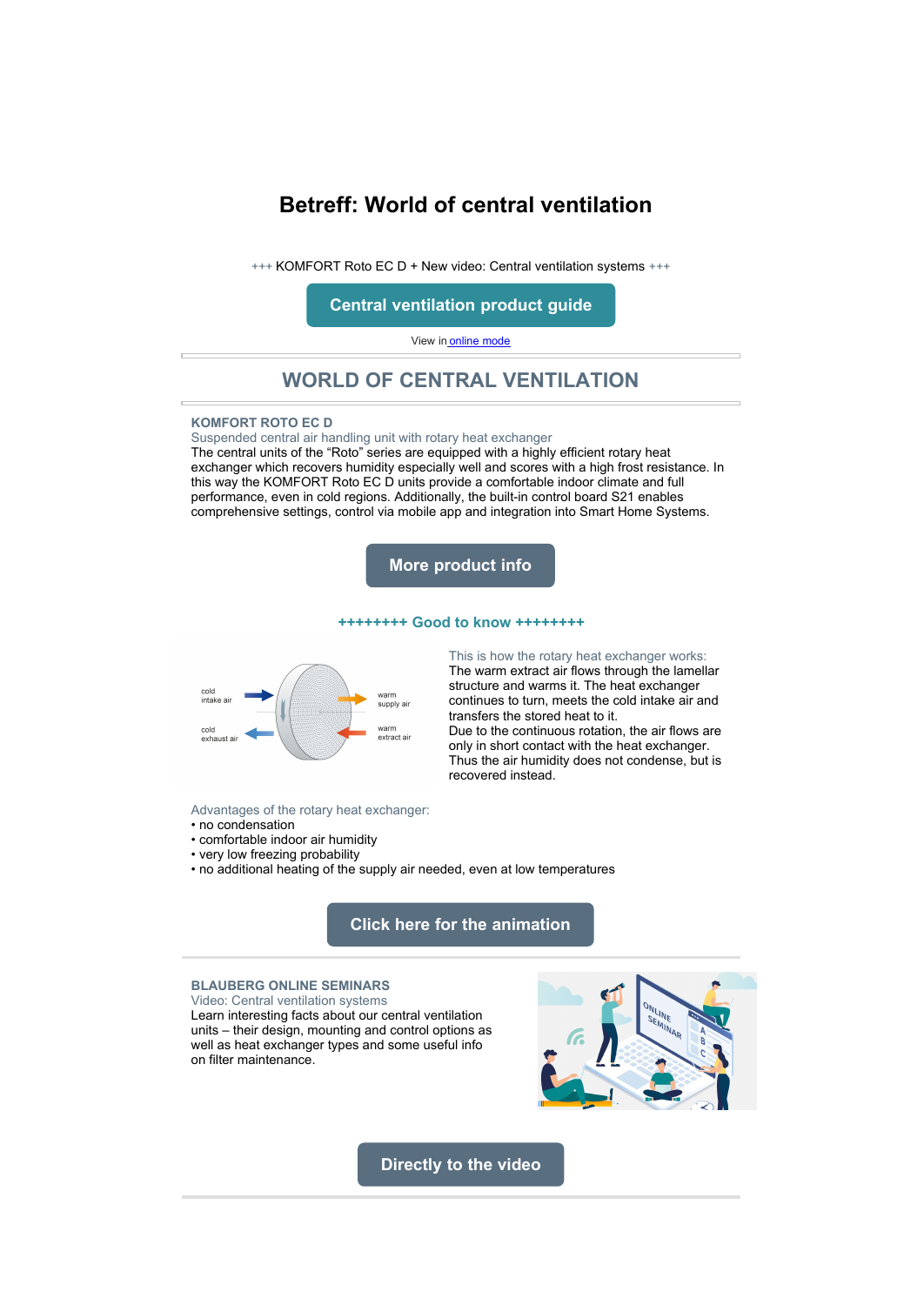# Betreff: World of central ventilation

+++ KOMFORT Roto EC D + New video: Central ventilation systems +++

**Central ventilation product guide**

View in online mode

## WORLD OF CENTRAL VENTILATION

### KOMFORT ROTO EC D

Suspended central air handling unit with rotary heat exchanger

The central units of the "Roto" series are equipped with a highly efficient rotary heat exchanger which recovers humidity especially well and scores with a high frost resistance. In this way the KOMFORT Roto EC D units provide a comfortable indoor climate and full performance, even in cold regions. Additionally, the built-in control board S21 enables comprehensive settings, control via mobile app and integration into Smart Home Systems.

**More product info**

**++++++++ Good to know ++++++++**

cold intake air

warm supply air

cold exhaust air

warm extract air

This is how the rotary heat exchanger works:

The warm extract air flows through the lamellar structure and warms it. The heat exchanger continues to turn, meets the cold intake air and transfers the stored heat to it.

Due to the continuous rotation, the air flows are only in short contact with the heat exchanger. Thus the air humidity does not condense, but is recovered instead.

Advantages of the rotary heat exchanger:

- no condensation
- comfortable indoor air humidity
- very low freezing probability
- no additional heating of the supply air needed, even at low temperatures

**Click here for the animation**

### BLAUBERG ONLINE SEMINARS

Video: Central ventilation systems

Learn interesting facts about our central ventilation units – their design, mounting and control options as well as heat exchanger types and some useful info on filter maintenance.

**Directly to the video**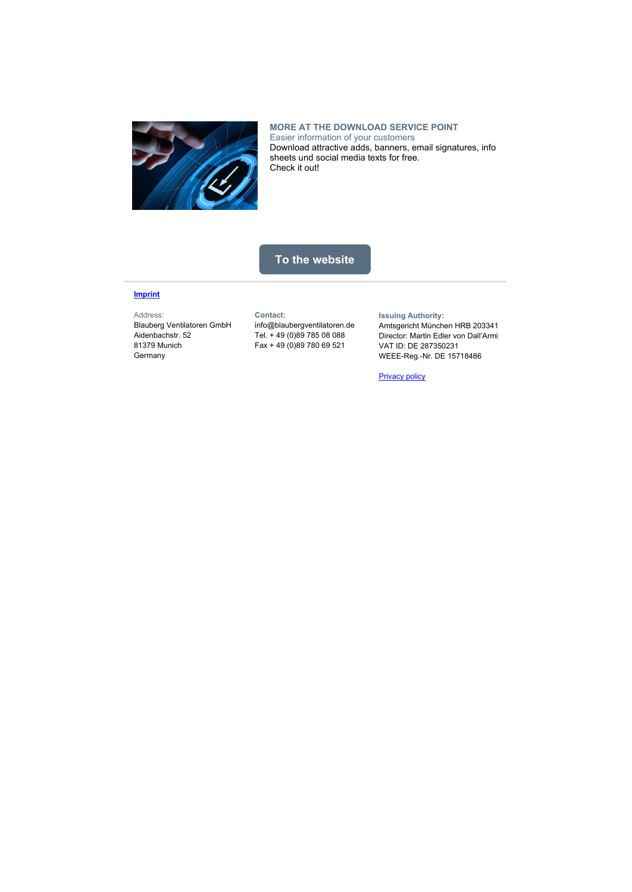**MORE AT THE DOWNLOAD SERVICE POINT**

Easier information of your customers

Download attractive adds, banners, email signatures, info sheets und social media texts for free.

Check it out!

To the website

---

Imprint

Address:
Blauberg Ventilatoren GmbH
Aidenbachstr. 52
81379 Munich
Germany

**Contact:**
info@blaubergventilatoren.de
Tel. + 49 (0)89 785 08 088
Fax + 49 (0)89 780 69 521

**Issuing Authority:**
Amtsgericht München HRB 203341
Director: Martin Edler von Dall'Armi
VAT ID: DE 287350231
WEEE-Reg.-Nr. DE 15718486

Privacy policy